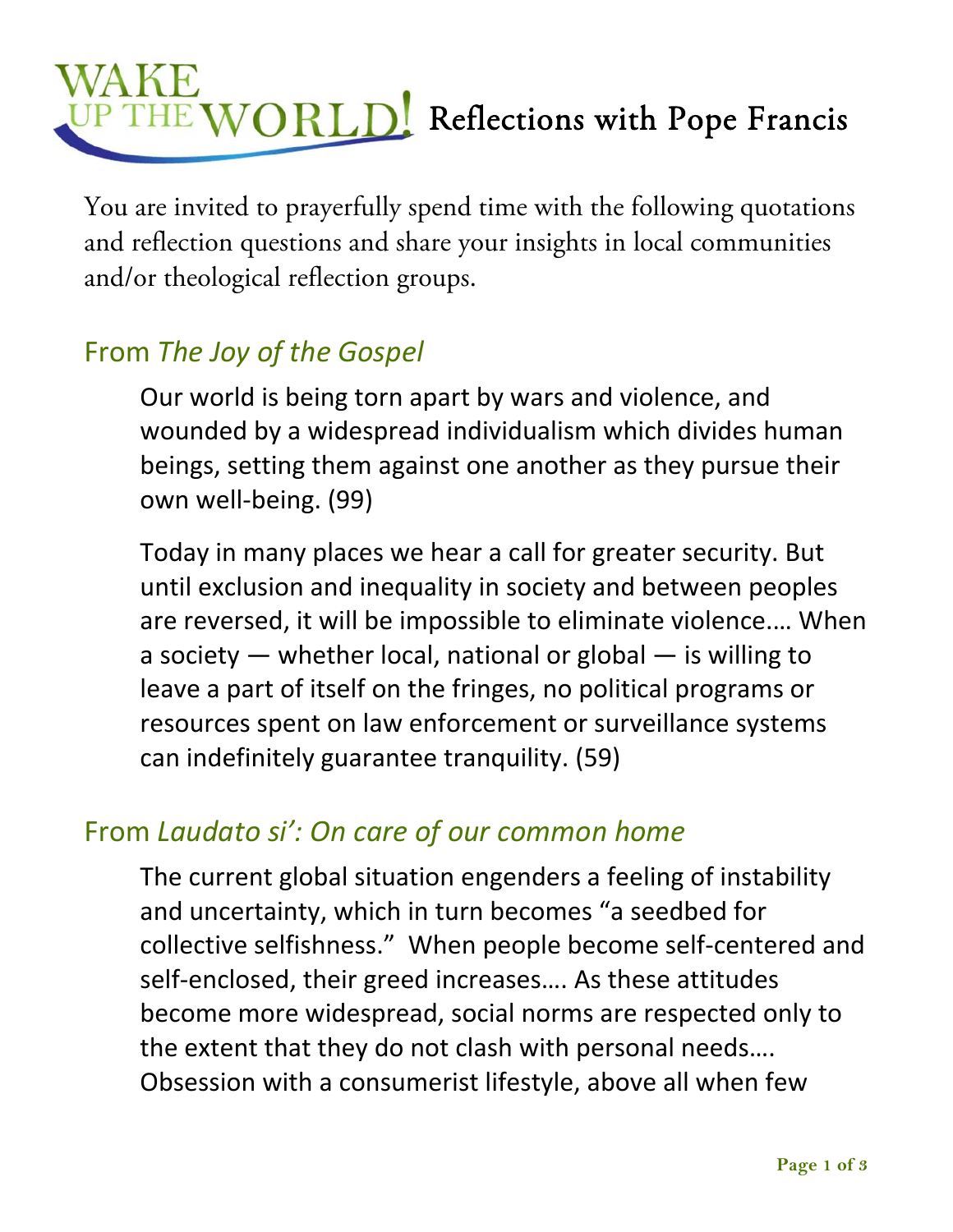# WAKE UP THE WORLD! Reflections with Pope Francis

You are invited to prayerfully spend time with the following quotations and reflection questions and share your insights in local communities and/or theological reflection groups.

## From *The Joy of the Gospel*

Our world is being torn apart by wars and violence, and wounded by a widespread individualism which divides human beings, setting them against one another as they pursue their own well-being. (99)

Today in many places we hear a call for greater security. But until exclusion and inequality in society and between peoples are reversed, it will be impossible to eliminate violence…. When a society — whether local, national or global — is willing to leave a part of itself on the fringes, no political programs or resources spent on law enforcement or surveillance systems can indefinitely guarantee tranquility. (59)

## From *Laudato si': On care of our common home*

The current global situation engenders a feeling of instability and uncertainty, which in turn becomes "a seedbed for collective selfishness." When people become self-centered and self-enclosed, their greed increases…. As these attitudes become more widespread, social norms are respected only to the extent that they do not clash with personal needs…. Obsession with a consumerist lifestyle, above all when few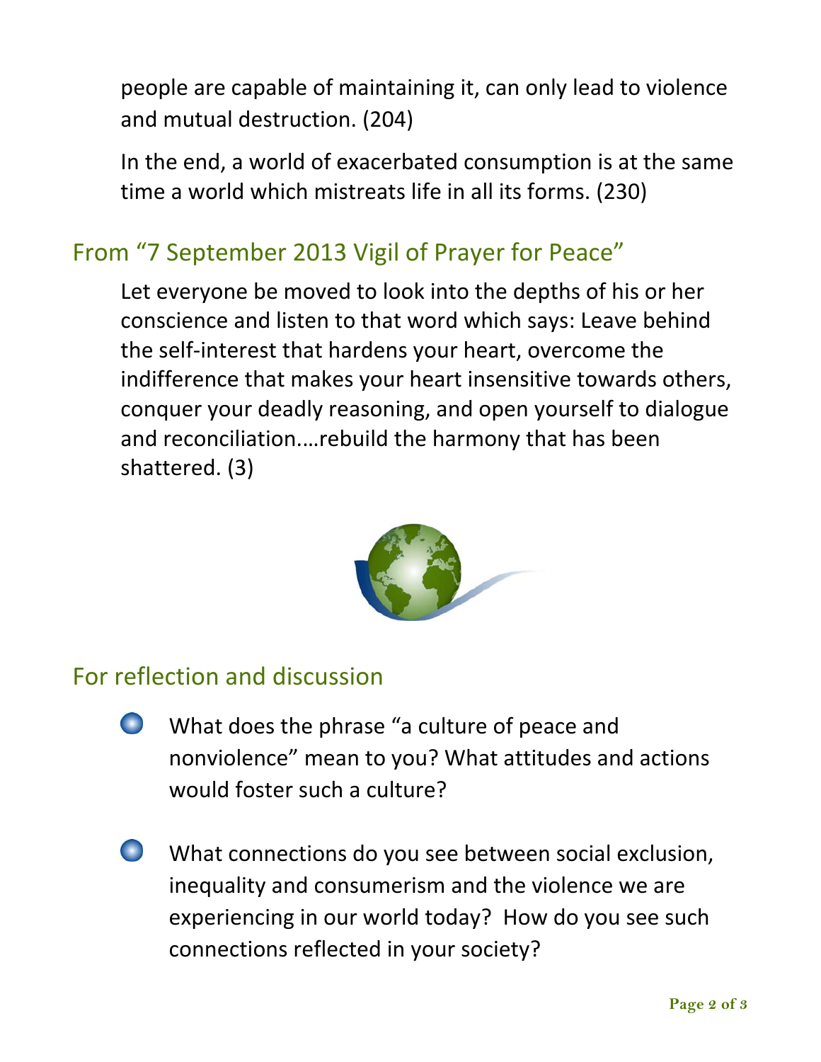people are capable of maintaining it, can only lead to violence and mutual destruction. (204)

In the end, a world of exacerbated consumption is at the same time a world which mistreats life in all its forms. (230)

## From "7 September 2013 Vigil of Prayer for Peace"

Let everyone be moved to look into the depths of his or her conscience and listen to that word which says: Leave behind the self-interest that hardens your heart, overcome the indifference that makes your heart insensitive towards others, conquer your deadly reasoning, and open yourself to dialogue and reconciliation.…rebuild the harmony that has been shattered. (3)

## For reflection and discussion

- What does the phrase "a culture of peace and nonviolence" mean to you? What attitudes and actions would foster such a culture?

- What connections do you see between social exclusion, inequality and consumerism and the violence we are experiencing in our world today? How do you see such connections reflected in your society?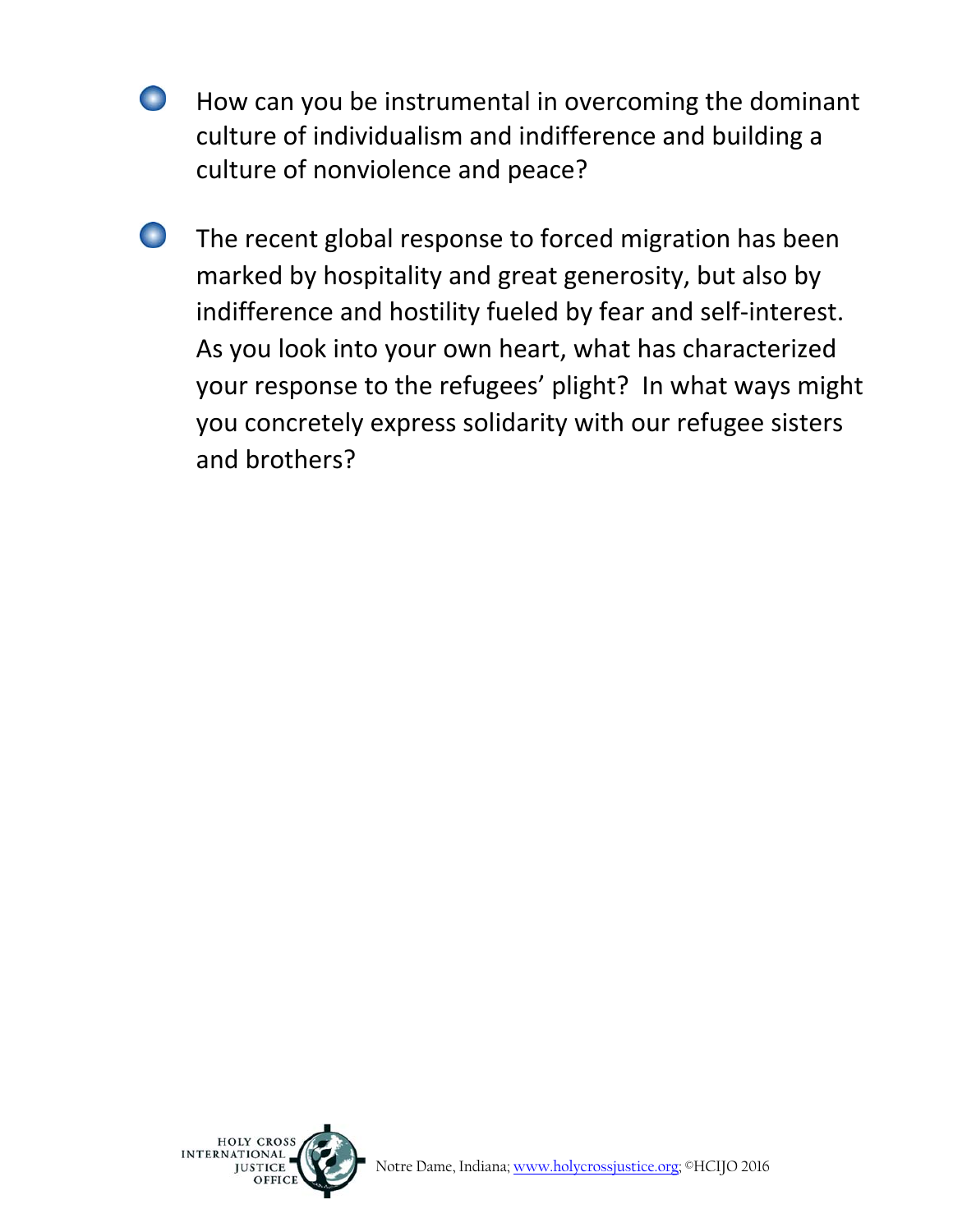- How can you be instrumental in overcoming the dominant culture of individualism and indifference and building a culture of nonviolence and peace?

- The recent global response to forced migration has been marked by hospitality and great generosity, but also by indifference and hostility fueled by fear and self-interest. As you look into your own heart, what has characterized your response to the refugees' plight? In what ways might you concretely express solidarity with our refugee sisters and brothers?

HOLY CROSS INTERNATIONAL JUSTICE OFFICE Notre Dame, Indiana; www.holycrossjustice.org; ©HCIJO 2016